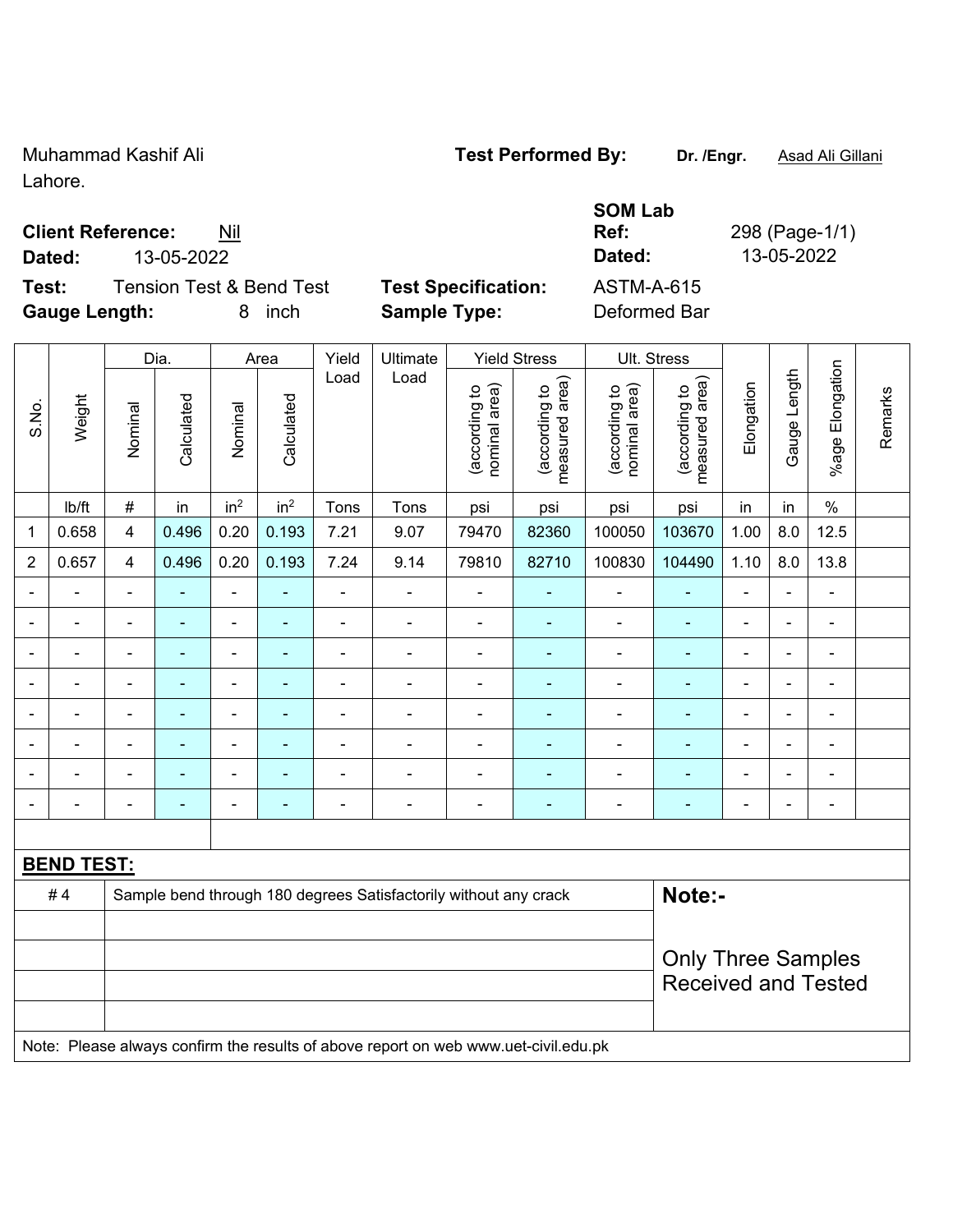Muhammad Kashif Ali
Lahore.

**Test Performed By:** **Dr. /Engr.** Asad Ali Gillani

**Client Reference:** Nil
**Dated:** 13-05-2022

**SOM Lab Ref:** 298 (Page-1/1)
**Dated:** 13-05-2022

**Test:** Tension Test & Bend Test
**Test Specification:** ASTM-A-615
**Gauge Length:** 8 inch
**Sample Type:** Deformed Bar

| S.No. | Weight | Dia. | | Area | | Yield Load | Ultimate Load | Yield Stress | | Ult. Stress | | Elongation | Gauge Length | %age Elongation | Remarks |
|---|---|---|---|---|---|---|---|---|---|---|---|---|---|---|---|
| | | Nominal | Calculated | Nominal | Calculated | | | (according to nominal area) | (according to measured area) | (according to nominal area) | (according to measured area) | | | | |
| | lb/ft | # | in | in² | in² | Tons | Tons | psi | psi | psi | psi | in | in | % | |
| 1 | 0.658 | 4 | 0.496 | 0.20 | 0.193 | 7.21 | 9.07 | 79470 | 82360 | 100050 | 103670 | 1.00 | 8.0 | 12.5 | |
| 2 | 0.657 | 4 | 0.496 | 0.20 | 0.193 | 7.24 | 9.14 | 79810 | 82710 | 100830 | 104490 | 1.10 | 8.0 | 13.8 | |
| - | - | - | - | - | - | - | - | - | - | - | - | - | - | - | |
| - | - | - | - | - | - | - | - | - | - | - | - | - | - | - | |
| - | - | - | - | - | - | - | - | - | - | - | - | - | - | - | |
| - | - | - | - | - | - | - | - | - | - | - | - | - | - | - | |
| - | - | - | - | - | - | - | - | - | - | - | - | - | - | - | |
| - | - | - | - | - | - | - | - | - | - | - | - | - | - | - | |
| - | - | - | - | - | - | - | - | - | - | - | - | - | - | - | |
| - | - | - | - | - | - | - | - | - | - | - | - | - | - | - | |

## BEND TEST:

| | | |
|---|---|---|
| # 4 | Sample bend through 180 degrees Satisfactorily without any crack | **Note:-** |
| | | Only Three Samples Received and Tested |

Note: Please always confirm the results of above report on web www.uet-civil.edu.pk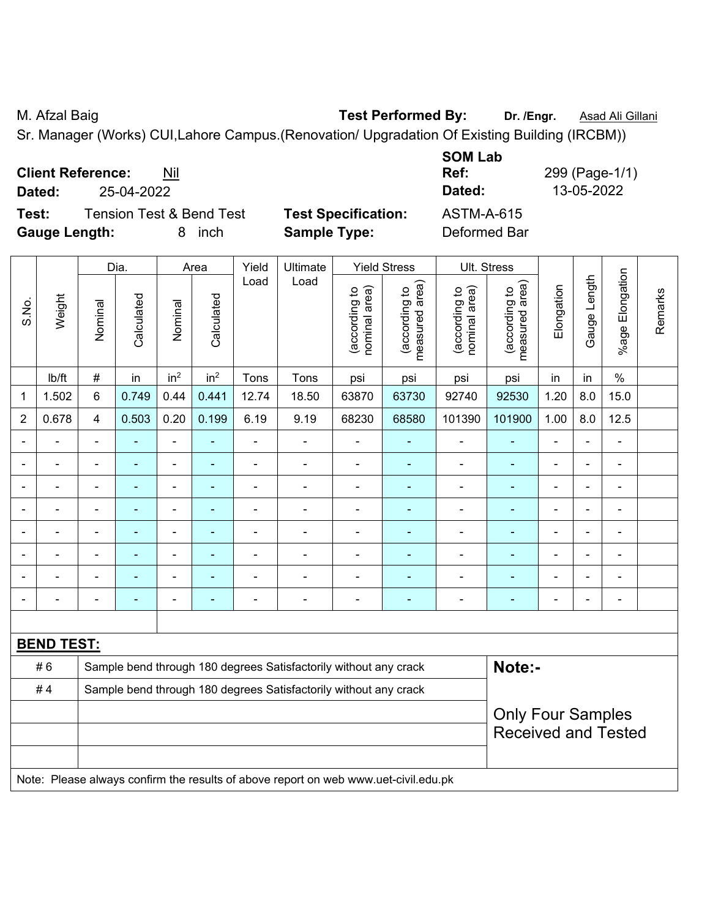M. Afzal Baig

**Test Performed By:** **Dr. /Engr.** Asad Ali Gillani

Sr. Manager (Works) CUI,Lahore Campus.(Renovation/ Upgradation Of Existing Building (IRCBM))

**Client Reference:** Nil

**Dated:** 25-04-2022

**SOM Lab Ref:** 299 (Page-1/1)

**Dated:** 13-05-2022

**Test:** Tension Test & Bend Test

**Test Specification:** ASTM-A-615

**Gauge Length:** 8 inch

**Sample Type:** Deformed Bar

| S.No. | Weight | Dia. | | Area | | Yield Load | Ultimate Load | Yield Stress | | Ult. Stress | | Elongation | Gauge Length | %age Elongation | Remarks |
|---|---|---|---|---|---|---|---|---|---|---|---|---|---|---|---|
| | | Nominal | Calculated | Nominal | Calculated | | | (according to nominal area) | (according to measured area) | (according to nominal area) | (according to measured area) | | | | |
| | lb/ft | # | in | $in^2$ | $in^2$ | Tons | Tons | psi | psi | psi | psi | in | in | % | |
| 1 | 1.502 | 6 | 0.749 | 0.44 | 0.441 | 12.74 | 18.50 | 63870 | 63730 | 92740 | 92530 | 1.20 | 8.0 | 15.0 | |
| 2 | 0.678 | 4 | 0.503 | 0.20 | 0.199 | 6.19 | 9.19 | 68230 | 68580 | 101390 | 101900 | 1.00 | 8.0 | 12.5 | |
| - | - | - | - | - | - | - | - | - | - | - | - | - | - | - | |
| - | - | - | - | - | - | - | - | - | - | - | - | - | - | - | |
| - | - | - | - | - | - | - | - | - | - | - | - | - | - | - | |
| - | - | - | - | - | - | - | - | - | - | - | - | - | - | - | |
| - | - | - | - | - | - | - | - | - | - | - | - | - | - | - | |
| - | - | - | - | - | - | - | - | - | - | - | - | - | - | - | |
| - | - | - | - | - | - | - | - | - | - | - | - | - | - | - | |
| - | - | - | - | - | - | - | - | - | - | - | - | - | - | - | |

**BEND TEST:**

| | | |
|---|---|---|
| # 6 | Sample bend through 180 degrees Satisfactorily without any crack | **Note:-** |
| # 4 | Sample bend through 180 degrees Satisfactorily without any crack | Only Four Samples Received and Tested |

Note: Please always confirm the results of above report on web www.uet-civil.edu.pk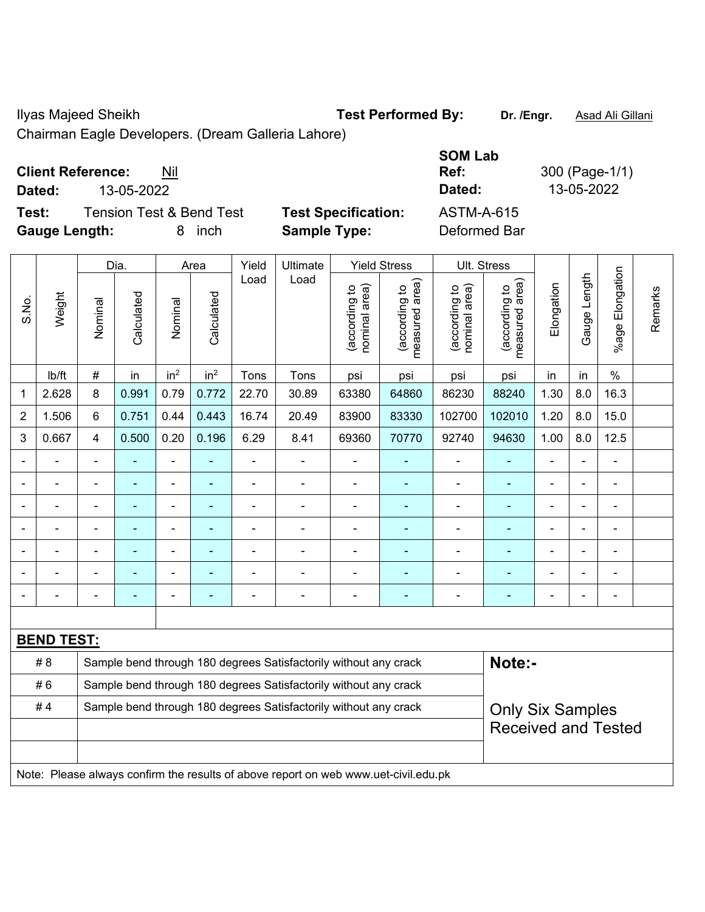Ilyas Majeed Sheikh

Chairman Eagle Developers. (Dream Galleria Lahore)

**Test Performed By:** **Dr. /Engr.** Asad Ali Gillani

**Client Reference:** Nil

**Dated:** 13-05-2022

**SOM Lab Ref:** 300 (Page-1/1)

**Dated:** 13-05-2022

**Test:** Tension Test & Bend Test

**Test Specification:** ASTM-A-615

**Gauge Length:** 8 inch

**Sample Type:** Deformed Bar

| S.No. | Weight | Dia. | | Area | | Yield Load | Ultimate Load | Yield Stress | | Ult. Stress | | Elongation | Gauge Length | %age Elongation | Remarks |
|---|---|---|---|---|---|---|---|---|---|---|---|---|---|---|---|
| | | Nominal | Calculated | Nominal | Calculated | | | (according to nominal area) | (according to measured area) | (according to nominal area) | (according to measured area) | | | | |
| | lb/ft | # | in | in$^2$ | in$^2$ | Tons | Tons | psi | psi | psi | psi | in | in | % | |
| 1 | 2.628 | 8 | 0.991 | 0.79 | 0.772 | 22.70 | 30.89 | 63380 | 64860 | 86230 | 88240 | 1.30 | 8.0 | 16.3 | |
| 2 | 1.506 | 6 | 0.751 | 0.44 | 0.443 | 16.74 | 20.49 | 83900 | 83330 | 102700 | 102010 | 1.20 | 8.0 | 15.0 | |
| 3 | 0.667 | 4 | 0.500 | 0.20 | 0.196 | 6.29 | 8.41 | 69360 | 70770 | 92740 | 94630 | 1.00 | 8.0 | 12.5 | |
| - | - | - | - | - | - | - | - | - | - | - | - | - | - | - | |
| - | - | - | - | - | - | - | - | - | - | - | - | - | - | - | |
| - | - | - | - | - | - | - | - | - | - | - | - | - | - | - | |
| - | - | - | - | - | - | - | - | - | - | - | - | - | - | - | |
| - | - | - | - | - | - | - | - | - | - | - | - | - | - | - | |
| - | - | - | - | - | - | - | - | - | - | - | - | - | - | - | |
| - | - | - | - | - | - | - | - | - | - | - | - | - | - | - | |

**BEND TEST:**

| | | |
|---|---|---|
| # 8 | Sample bend through 180 degrees Satisfactorily without any crack | **Note:-** |
| # 6 | Sample bend through 180 degrees Satisfactorily without any crack | |
| # 4 | Sample bend through 180 degrees Satisfactorily without any crack | Only Six Samples Received and Tested |

Note: Please always confirm the results of above report on web www.uet-civil.edu.pk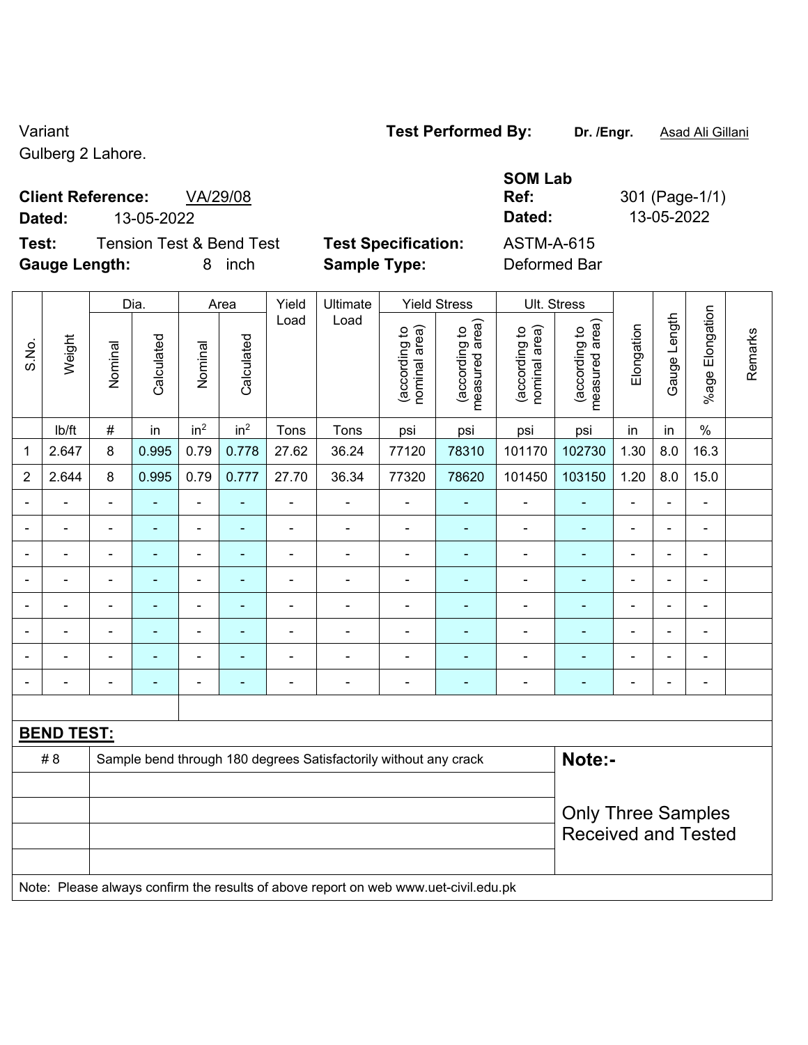Variant
Gulberg 2 Lahore.

**Test Performed By:** **Dr. /Engr.** Asad Ali Gillani

**Client Reference:** VA/29/08
**Dated:** 13-05-2022

**SOM Lab Ref:** 301 (Page-1/1)
**Dated:** 13-05-2022

**Test:** Tension Test & Bend Test
**Gauge Length:** 8 inch

**Test Specification:** ASTM-A-615
**Sample Type:** Deformed Bar

| S.No. | Weight | Dia. | | Area | | Yield Load | Ultimate Load | Yield Stress | | Ult. Stress | | Elongation | Gauge Length | %age Elongation | Remarks |
|---|---|---|---|---|---|---|---|---|---|---|---|---|---|---|---|
| | | Nominal | Calculated | Nominal | Calculated | | | (according to nominal area) | (according to measured area) | (according to nominal area) | (according to measured area) | | | | |
| | lb/ft | # | in | $in^2$ | $in^2$ | Tons | Tons | psi | psi | psi | psi | in | in | % | |
| 1 | 2.647 | 8 | 0.995 | 0.79 | 0.778 | 27.62 | 36.24 | 77120 | 78310 | 101170 | 102730 | 1.30 | 8.0 | 16.3 | |
| 2 | 2.644 | 8 | 0.995 | 0.79 | 0.777 | 27.70 | 36.34 | 77320 | 78620 | 101450 | 103150 | 1.20 | 8.0 | 15.0 | |
| - | - | - | - | - | - | - | - | - | - | - | - | - | - | - | |
| - | - | - | - | - | - | - | - | - | - | - | - | - | - | - | |
| - | - | - | - | - | - | - | - | - | - | - | - | - | - | - | |
| - | - | - | - | - | - | - | - | - | - | - | - | - | - | - | |
| - | - | - | - | - | - | - | - | - | - | - | - | - | - | - | |
| - | - | - | - | - | - | - | - | - | - | - | - | - | - | - | |
| - | - | - | - | - | - | - | - | - | - | - | - | - | - | - | |
| - | - | - | - | - | - | - | - | - | - | - | - | - | - | - | |

**BEND TEST:**

| | | |
|---|---|---|
| # 8 | Sample bend through 180 degrees Satisfactorily without any crack | **Note:-** Only Three Samples Received and Tested |
| | | |
| | | |
| | | |
| | | |

Note: Please always confirm the results of above report on web www.uet-civil.edu.pk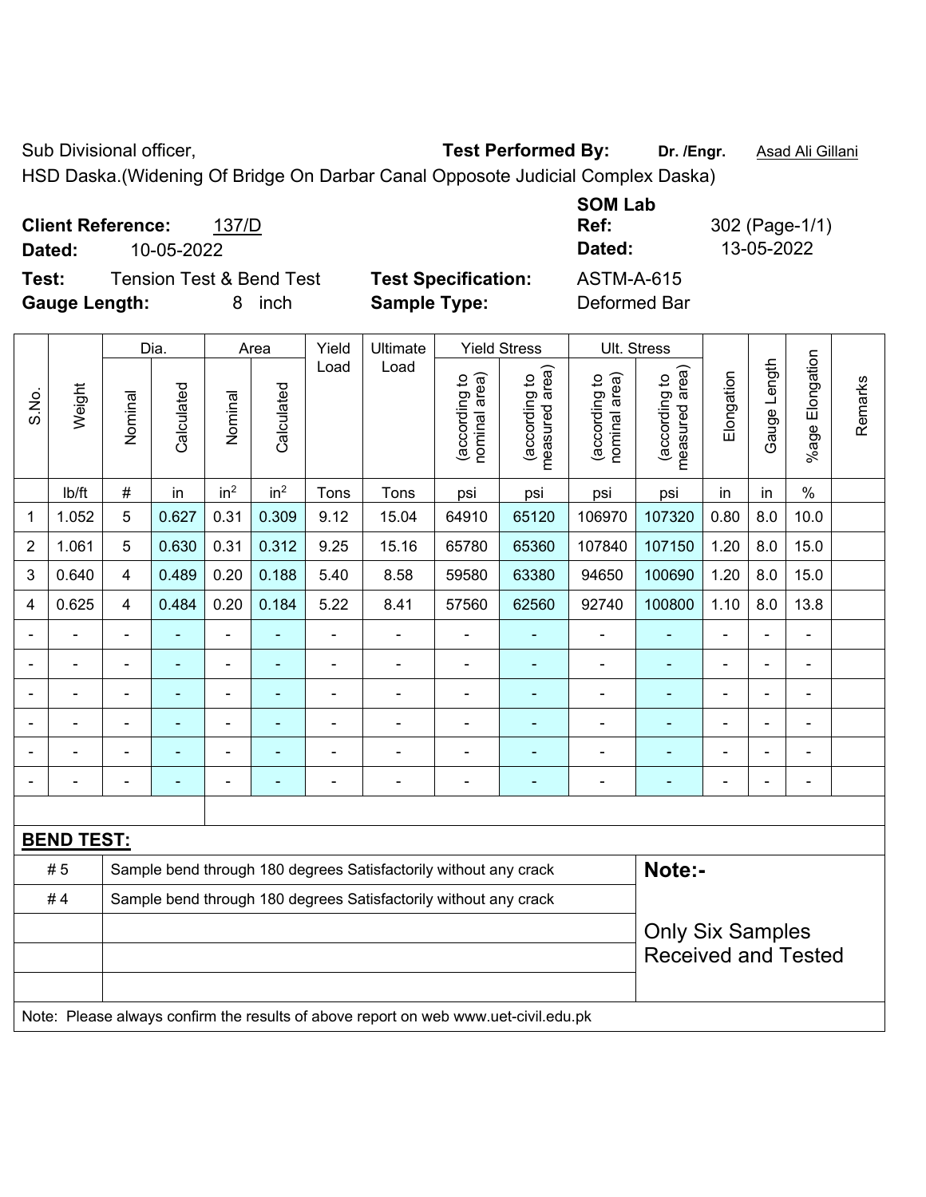Sub Divisional officer, **Test Performed By:** **Dr. /Engr.** Asad Ali Gillani

HSD Daska.(Widening Of Bridge On Darbar Canal Opposote Judicial Complex Daska)

**Client Reference:** 137/D

**Dated:** 10-05-2022

**SOM Lab Ref:** 302 (Page-1/1)

**Dated:** 13-05-2022

**Test:** Tension Test & Bend Test

**Test Specification:** ASTM-A-615

**Gauge Length:** 8 inch

**Sample Type:** Deformed Bar

| S.No. | Weight | Dia. | | Area | | Yield Load | Ultimate Load | Yield Stress | | Ult. Stress | | Elongation | Gauge Length | %age Elongation | Remarks |
|---|---|---|---|---|---|---|---|---|---|---|---|---|---|---|---|
| | | Nominal | Calculated | Nominal | Calculated | | | (according to nominal area) | (according to measured area) | (according to nominal area) | (according to measured area) | | | | |
| | lb/ft | # | in | $in^2$ | $in^2$ | Tons | Tons | psi | psi | psi | psi | in | in | % | |
| 1 | 1.052 | 5 | 0.627 | 0.31 | 0.309 | 9.12 | 15.04 | 64910 | 65120 | 106970 | 107320 | 0.80 | 8.0 | 10.0 | |
| 2 | 1.061 | 5 | 0.630 | 0.31 | 0.312 | 9.25 | 15.16 | 65780 | 65360 | 107840 | 107150 | 1.20 | 8.0 | 15.0 | |
| 3 | 0.640 | 4 | 0.489 | 0.20 | 0.188 | 5.40 | 8.58 | 59580 | 63380 | 94650 | 100690 | 1.20 | 8.0 | 15.0 | |
| 4 | 0.625 | 4 | 0.484 | 0.20 | 0.184 | 5.22 | 8.41 | 57560 | 62560 | 92740 | 100800 | 1.10 | 8.0 | 13.8 | |
| - | - | - | - | - | - | - | - | - | - | - | - | - | - | - | |
| - | - | - | - | - | - | - | - | - | - | - | - | - | - | - | |
| - | - | - | - | - | - | - | - | - | - | - | - | - | - | - | |
| - | - | - | - | - | - | - | - | - | - | - | - | - | - | - | |
| - | - | - | - | - | - | - | - | - | - | - | - | - | - | - | |
| - | - | - | - | - | - | - | - | - | - | - | - | - | - | - | |

**BEND TEST:**

| | |
|---|---|
| # 5 | Sample bend through 180 degrees Satisfactorily without any crack |
| # 4 | Sample bend through 180 degrees Satisfactorily without any crack |

**Note:-**

Only Six Samples Received and Tested

Note: Please always confirm the results of above report on web www.uet-civil.edu.pk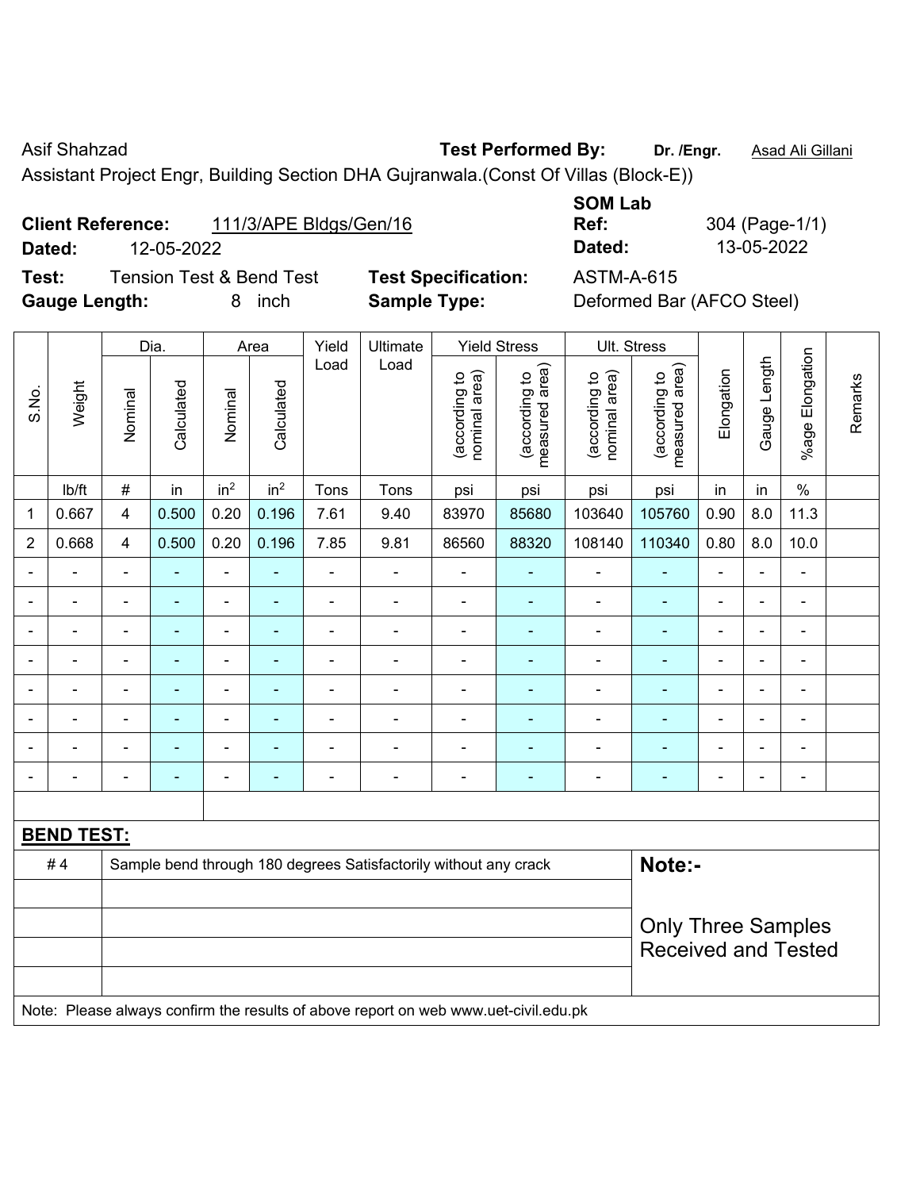Asif Shahzad **Test Performed By:** **Dr. /Engr.** Asad Ali Gillani

Assistant Project Engr, Building Section DHA Gujranwala.(Const Of Villas (Block-E))

**Client Reference:** 111/3/APE Bldgs/Gen/16 **SOM Lab Ref:** 304 (Page-1/1)

**Dated:** 12-05-2022 **Dated:** 13-05-2022

**Test:** Tension Test & Bend Test **Test Specification:** ASTM-A-615

**Gauge Length:** 8 inch **Sample Type:** Deformed Bar (AFCO Steel)

| S.No. | Weight | Dia. | | Area | | Yield Load | Ultimate Load | Yield Stress | | Ult. Stress | | Elongation | Gauge Length | %age Elongation | Remarks |
|---|---|---|---|---|---|---|---|---|---|---|---|---|---|---|---|
| | | Nominal | Calculated | Nominal | Calculated | | | (according to nominal area) | (according to measured area) | (according to nominal area) | (according to measured area) | | | | |
| | lb/ft | # | in | in$^2$ | in$^2$ | Tons | Tons | psi | psi | psi | psi | in | in | % | |
| 1 | 0.667 | 4 | 0.500 | 0.20 | 0.196 | 7.61 | 9.40 | 83970 | 85680 | 103640 | 105760 | 0.90 | 8.0 | 11.3 | |
| 2 | 0.668 | 4 | 0.500 | 0.20 | 0.196 | 7.85 | 9.81 | 86560 | 88320 | 108140 | 110340 | 0.80 | 8.0 | 10.0 | |
| - | - | - | - | - | - | - | - | - | - | - | - | - | - | - | |
| - | - | - | - | - | - | - | - | - | - | - | - | - | - | - | |
| - | - | - | - | - | - | - | - | - | - | - | - | - | - | - | |
| - | - | - | - | - | - | - | - | - | - | - | - | - | - | - | |
| - | - | - | - | - | - | - | - | - | - | - | - | - | - | - | |
| - | - | - | - | - | - | - | - | - | - | - | - | - | - | - | |
| - | - | - | - | - | - | - | - | - | - | - | - | - | - | - | |
| - | - | - | - | - | - | - | - | - | - | - | - | - | - | - | |

**BEND TEST:**

| | | |
|---|---|---|
| # 4 | Sample bend through 180 degrees Satisfactorily without any crack | **Note:-** |
| | | Only Three Samples Received and Tested |

Note: Please always confirm the results of above report on web www.uet-civil.edu.pk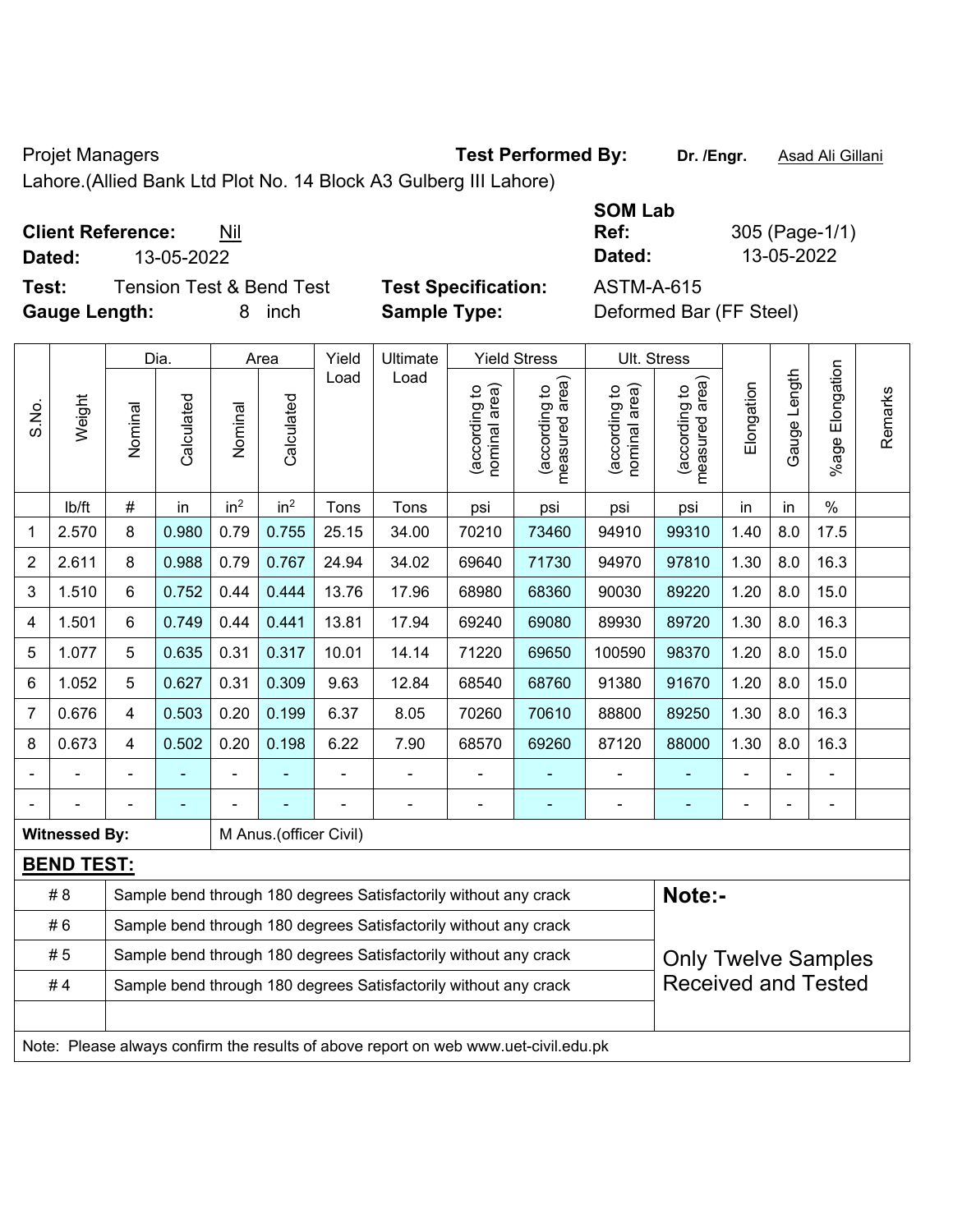Projet Managers

Lahore.(Allied Bank Ltd Plot No. 14 Block A3 Gulberg III Lahore)

**Test Performed By:** **Dr. /Engr.** Asad Ali Gillani

**SOM Lab**

**Client Reference:** Nil

**Dated:** 13-05-2022

**Ref:** 305 (Page-1/1)

**Dated:** 13-05-2022

**Test:** Tension Test & Bend Test

**Gauge Length:** 8 inch

**Test Specification:** ASTM-A-615

**Sample Type:** Deformed Bar (FF Steel)

| S.No. | Weight | Dia. | | Area | | Yield Load | Ultimate Load | Yield Stress | | Ult. Stress | | Elongation | Gauge Length | %age Elongation | Remarks |
|---|---|---|---|---|---|---|---|---|---|---|---|---|---|---|---|
| | | Nominal | Calculated | Nominal | Calculated | | | (according to nominal area) | (according to measured area) | (according to nominal area) | (according to measured area) | | | | |
| | lb/ft | # | in | in² | in² | Tons | Tons | psi | psi | psi | psi | in | in | % | |
| 1 | 2.570 | 8 | 0.980 | 0.79 | 0.755 | 25.15 | 34.00 | 70210 | 73460 | 94910 | 99310 | 1.40 | 8.0 | 17.5 | |
| 2 | 2.611 | 8 | 0.988 | 0.79 | 0.767 | 24.94 | 34.02 | 69640 | 71730 | 94970 | 97810 | 1.30 | 8.0 | 16.3 | |
| 3 | 1.510 | 6 | 0.752 | 0.44 | 0.444 | 13.76 | 17.96 | 68980 | 68360 | 90030 | 89220 | 1.20 | 8.0 | 15.0 | |
| 4 | 1.501 | 6 | 0.749 | 0.44 | 0.441 | 13.81 | 17.94 | 69240 | 69080 | 89930 | 89720 | 1.30 | 8.0 | 16.3 | |
| 5 | 1.077 | 5 | 0.635 | 0.31 | 0.317 | 10.01 | 14.14 | 71220 | 69650 | 100590 | 98370 | 1.20 | 8.0 | 15.0 | |
| 6 | 1.052 | 5 | 0.627 | 0.31 | 0.309 | 9.63 | 12.84 | 68540 | 68760 | 91380 | 91670 | 1.20 | 8.0 | 15.0 | |
| 7 | 0.676 | 4 | 0.503 | 0.20 | 0.199 | 6.37 | 8.05 | 70260 | 70610 | 88800 | 89250 | 1.30 | 8.0 | 16.3 | |
| 8 | 0.673 | 4 | 0.502 | 0.20 | 0.198 | 6.22 | 7.90 | 68570 | 69260 | 87120 | 88000 | 1.30 | 8.0 | 16.3 | |
| - | - | - | - | - | - | - | - | - | - | - | - | - | - | - | |
| - | - | - | - | - | - | - | - | - | - | - | - | - | - | - | |

**Witnessed By:** M Anus.(officer Civil)

**BEND TEST:**

| | |
|---|---|
| # 8 | Sample bend through 180 degrees Satisfactorily without any crack |
| # 6 | Sample bend through 180 degrees Satisfactorily without any crack |
| # 5 | Sample bend through 180 degrees Satisfactorily without any crack |
| # 4 | Sample bend through 180 degrees Satisfactorily without any crack |

**Note:-**

Only Twelve Samples Received and Tested

Note: Please always confirm the results of above report on web www.uet-civil.edu.pk